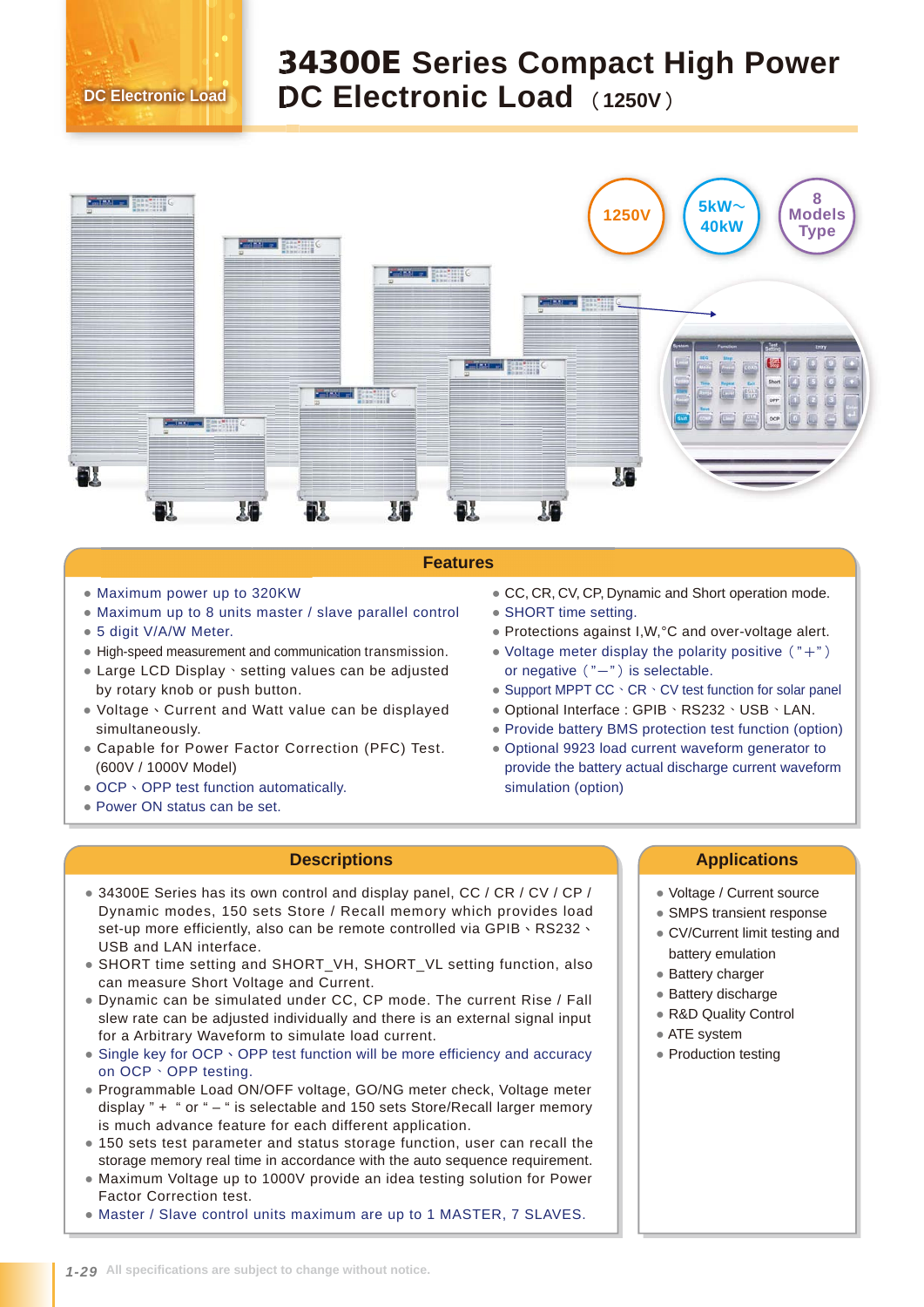DC Electronic Load

# 34300E Series Compact High Power DC Electronic Load （1250V）

1250V

5kW～40kW

8 Models Type

## Features

- Maximum power up to 320KW
- Maximum up to 8 units master / slave parallel control
- 5 digit V/A/W Meter.
- High-speed measurement and communication transmission.
- Large LCD Display、setting values can be adjusted by rotary knob or push button.
- Voltage、Current and Watt value can be displayed simultaneously.
- Capable for Power Factor Correction (PFC) Test. (600V / 1000V Model)
- OCP、OPP test function automatically.
- Power ON status can be set.
- CC, CR, CV, CP, Dynamic and Short operation mode.
- SHORT time setting.
- Protections against I,W,°C and over-voltage alert.
- Voltage meter display the polarity positive（"+"）or negative（"—"）is selectable.
- Support MPPT CC、CR、CV test function for solar panel
- Optional Interface : GPIB、RS232、USB、LAN.
- Provide battery BMS protection test function (option)
- Optional 9923 load current waveform generator to provide the battery actual discharge current waveform simulation (option)

## Descriptions

- 34300E Series has its own control and display panel, CC / CR / CV / CP / Dynamic modes, 150 sets Store / Recall memory which provides load set-up more efficiently, also can be remote controlled via GPIB、RS232、USB and LAN interface.
- SHORT time setting and SHORT_VH, SHORT_VL setting function, also can measure Short Voltage and Current.
- Dynamic can be simulated under CC, CP mode. The current Rise / Fall slew rate can be adjusted individually and there is an external signal input for a Arbitrary Waveform to simulate load current.
- Single key for OCP、OPP test function will be more efficiency and accuracy on OCP、OPP testing.
- Programmable Load ON/OFF voltage, GO/NG meter check, Voltage meter display " + " or " – " is selectable and 150 sets Store/Recall larger memory is much advance feature for each different application.
- 150 sets test parameter and status storage function, user can recall the storage memory real time in accordance with the auto sequence requirement.
- Maximum Voltage up to 1000V provide an idea testing solution for Power Factor Correction test.
- Master / Slave control units maximum are up to 1 MASTER, 7 SLAVES.

## Applications

- Voltage / Current source
- SMPS transient response
- CV/Current limit testing and battery emulation
- Battery charger
- Battery discharge
- R&D Quality Control
- ATE system
- Production testing

All specifications are subject to change without notice.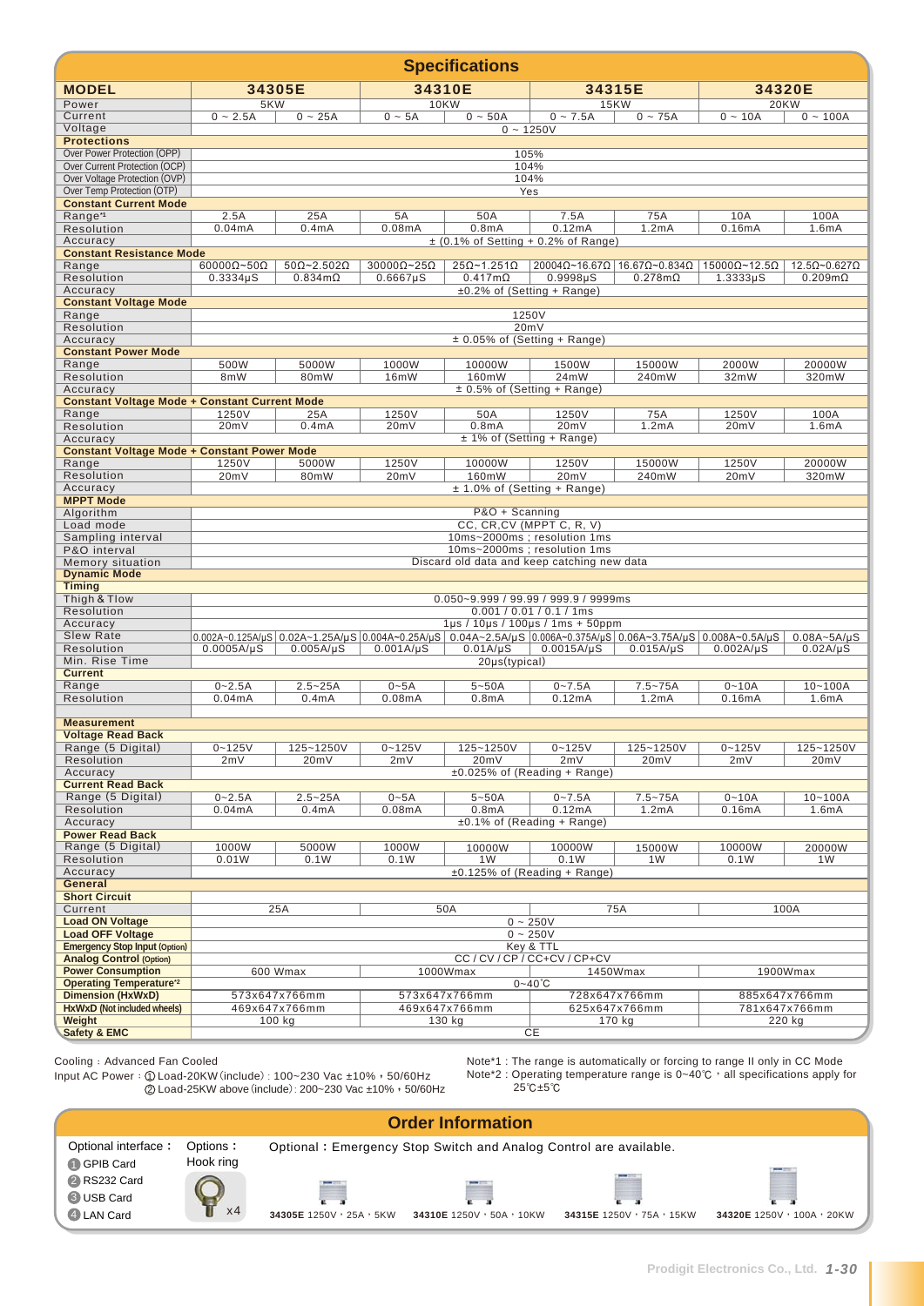## Specifications

| MODEL | 34305E | | 34310E | | 34315E | | 34320E | |
|---|---|---|---|---|---|---|---|---|
| Power | 5KW | | 10KW | | 15KW | | 20KW | |
| Current | 0 ~ 2.5A | 0 ~ 25A | 0 ~ 5A | 0 ~ 50A | 0 ~ 7.5A | 0 ~ 75A | 0 ~ 10A | 0 ~ 100A |
| Voltage | 0 ~ 1250V | | | | | | | |
| **Protections** | | | | | | | | |
| Over Power Protection (OPP) | 105% | | | | | | | |
| Over Current Protection (OCP) | 104% | | | | | | | |
| Over Voltage Protection (OVP) | 104% | | | | | | | |
| Over Temp Protection (OTP) | Yes | | | | | | | |
| **Constant Current Mode** | | | | | | | | |
| Range*1 | 2.5A | 25A | 5A | 50A | 7.5A | 75A | 10A | 100A |
| Resolution | 0.04mA | 0.4mA | 0.08mA | 0.8mA | 0.12mA | 1.2mA | 0.16mA | 1.6mA |
| Accuracy | ± (0.1% of Setting + 0.2% of Range) | | | | | | | |
| **Constant Resistance Mode** | | | | | | | | |
| Range | 60000Ω~50Ω | 50Ω~2.502Ω | 30000Ω~25Ω | 25Ω~1.251Ω | 20004Ω~16.67Ω | 16.67Ω~0.834Ω | 15000Ω~12.5Ω | 12.5Ω~0.627Ω |
| Resolution | 0.3334μS | 0.834mΩ | 0.6667μS | 0.417mΩ | 0.9998μS | 0.278mΩ | 1.3333μS | 0.209mΩ |
| Accuracy | ±0.2% of (Setting + Range) | | | | | | | |
| **Constant Voltage Mode** | | | | | | | | |
| Range | 1250V | | | | | | | |
| Resolution | 20mV | | | | | | | |
| Accuracy | ± 0.05% of (Setting + Range) | | | | | | | |
| **Constant Power Mode** | | | | | | | | |
| Range | 500W | 5000W | 1000W | 10000W | 1500W | 15000W | 2000W | 20000W |
| Resolution | 8mW | 80mW | 16mW | 160mW | 24mW | 240mW | 32mW | 320mW |
| Accuracy | ± 0.5% of (Setting + Range) | | | | | | | |
| **Constant Voltage Mode + Constant Current Mode** | | | | | | | | |
| Range | 1250V | 25A | 1250V | 50A | 1250V | 75A | 1250V | 100A |
| Resolution | 20mV | 0.4mA | 20mV | 0.8mA | 20mV | 1.2mA | 20mV | 1.6mA |
| Accuracy | ± 1% of (Setting + Range) | | | | | | | |
| **Constant Voltage Mode + Constant Power Mode** | | | | | | | | |
| Range | 1250V | 5000W | 1250V | 10000W | 1250V | 15000W | 1250V | 20000W |
| Resolution | 20mV | 80mW | 20mV | 160mW | 20mV | 240mW | 20mV | 320mW |
| Accuracy | ± 1.0% of (Setting + Range) | | | | | | | |
| **MPPT Mode** | | | | | | | | |
| Algorithm | P&O + Scanning | | | | | | | |
| Load mode | CC, CR,CV (MPPT C, R, V) | | | | | | | |
| Sampling interval | 10ms~2000ms ; resolution 1ms | | | | | | | |
| P&O interval | 10ms~2000ms ; resolution 1ms | | | | | | | |
| Memory situation | Discard old data and keep catching new data | | | | | | | |
| **Dynamic Mode** | | | | | | | | |
| **Timing** | | | | | | | | |
| Thigh & Tlow | 0.050~9.999 / 99.99 / 999.9 / 9999ms | | | | | | | |
| Resolution | 0.001 / 0.01 / 0.1 / 1ms | | | | | | | |
| Accuracy | 1μs / 10μs / 100μs / 1ms + 50ppm | | | | | | | |
| Slew Rate | 0.002A~0.125A/μS | 0.02A~1.25A/μS | 0.004A~0.25A/μS | 0.04A~2.5A/μS | 0.006A~0.375A/μS | 0.06A~3.75A/μS | 0.008A~0.5A/μS | 0.08A~5A/μS |
| Resolution | 0.0005A/μS | 0.005A/μS | 0.001A/μS | 0.01A/μS | 0.0015A/μS | 0.015A/μS | 0.002A/μS | 0.02A/μS |
| Min. Rise Time | 20μs(typical) | | | | | | | |
| **Current** | | | | | | | | |
| Range | 0~2.5A | 2.5~25A | 0~5A | 5~50A | 0~7.5A | 7.5~75A | 0~10A | 10~100A |
| Resolution | 0.04mA | 0.4mA | 0.08mA | 0.8mA | 0.12mA | 1.2mA | 0.16mA | 1.6mA |
| **Measurement** | | | | | | | | |
| **Voltage Read Back** | | | | | | | | |
| Range (5 Digital) | 0~125V | 125~1250V | 0~125V | 125~1250V | 0~125V | 125~1250V | 0~125V | 125~1250V |
| Resolution | 2mV | 20mV | 2mV | 20mV | 2mV | 20mV | 2mV | 20mV |
| Accuracy | ±0.025% of (Reading + Range) | | | | | | | |
| **Current Read Back** | | | | | | | | |
| Range (5 Digital) | 0~2.5A | 2.5~25A | 0~5A | 5~50A | 0~7.5A | 7.5~75A | 0~10A | 10~100A |
| Resolution | 0.04mA | 0.4mA | 0.08mA | 0.8mA | 0.12mA | 1.2mA | 0.16mA | 1.6mA |
| Accuracy | ±0.1% of (Reading + Range) | | | | | | | |
| **Power Read Back** | | | | | | | | |
| Range (5 Digital) | 1000W | 5000W | 1000W | 10000W | 10000W | 15000W | 10000W | 20000W |
| Resolution | 0.01W | 0.1W | 0.1W | 1W | 0.1W | 1W | 0.1W | 1W |
| Accuracy | ±0.125% of (Reading + Range) | | | | | | | |
| **General** | | | | | | | | |
| **Short Circuit** | | | | | | | | |
| Current | 25A | | 50A | | 75A | | 100A | |
| **Load ON Voltage** | 0 ~ 250V | | | | | | | |
| **Load OFF Voltage** | 0 ~ 250V | | | | | | | |
| **Emergency Stop Input (Option)** | Key & TTL | | | | | | | |
| **Analog Control (Option)** | CC / CV / CP / CC+CV / CP+CV | | | | | | | |
| **Power Consumption** | 600 Wmax | | 1000Wmax | | 1450Wmax | | 1900Wmax | |
| **Operating Temperature*2** | 0~40℃ | | | | | | | |
| **Dimension (HxWxD)** | 573x647x766mm | | 573x647x766mm | | 728x647x766mm | | 885x647x766mm | |
| **HxWxD (Not included wheels)** | 469x647x766mm | | 469x647x766mm | | 625x647x766mm | | 781x647x766mm | |
| **Weight** | 100 kg | | 130 kg | | 170 kg | | 220 kg | |
| **Safety & EMC** | CE | | | | | | | |

Cooling : Advanced Fan Cooled

Input AC Power : ① Load-20KW (include) : 100~230 Vac ±10%, 50/60Hz
② Load-25KW above (include): 200~230 Vac ±10%, 50/60Hz

Note*1 : The range is automatically or forcing to range II only in CC Mode

Note*2 : Operating temperature range is 0~40℃, all specifications apply for 25℃±5℃

## Order Information

Optional interface :
1. GPIB Card
2. RS232 Card
3. USB Card
4. LAN Card

Options : Hook ring x4

Optional : Emergency Stop Switch and Analog Control are available.

**34305E** 1250V, 25A, 5KW
**34310E** 1250V, 50A, 10KW
**34315E** 1250V, 75A, 15KW
**34320E** 1250V, 100A, 20KW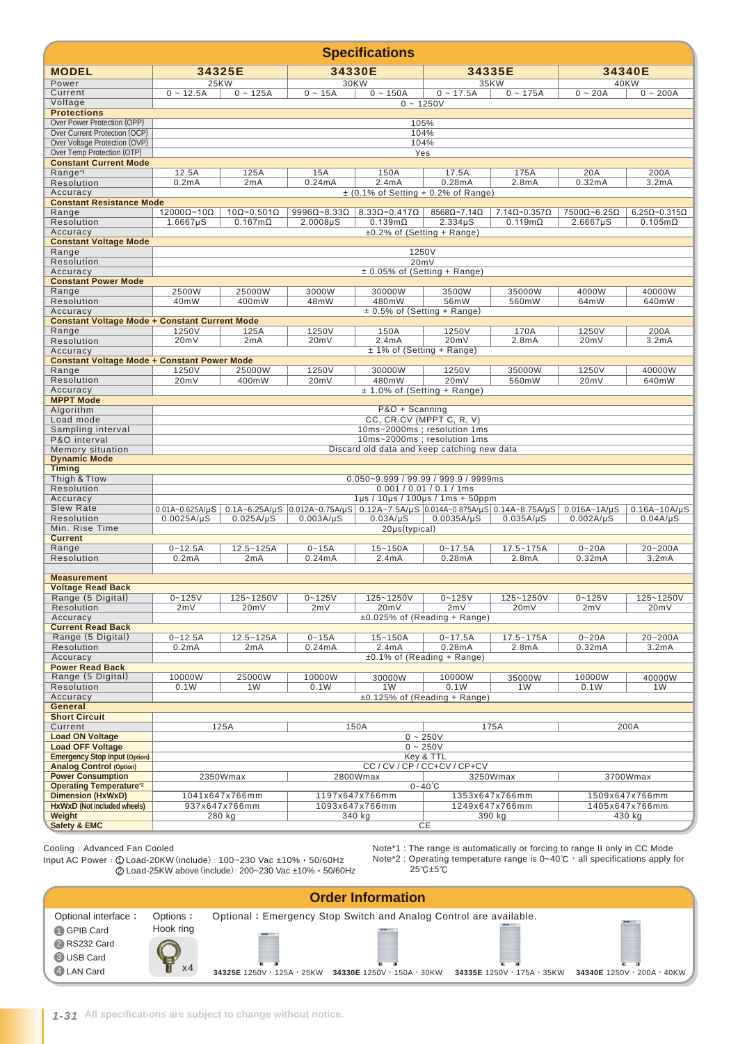# Specifications

| MODEL | 34325E | | 34330E | | 34335E | | 34340E | |
|---|---|---|---|---|---|---|---|---|
| Power | 25KW | | 30KW | | 35KW | | 40KW | |
| Current | 0 ~ 12.5A | 0 ~ 125A | 0 ~ 15A | 0 ~ 150A | 0 ~ 17.5A | 0 ~ 175A | 0 ~ 20A | 0 ~ 200A |
| Voltage | 0 ~ 1250V | | | | | | | |
| **Protections** | | | | | | | | |
| Over Power Protection (OPP) | 105% | | | | | | | |
| Over Current Protection (OCP) | 104% | | | | | | | |
| Over Voltage Protection (OVP) | 104% | | | | | | | |
| Over Temp Protection (OTP) | Yes | | | | | | | |
| **Constant Current Mode** | | | | | | | | |
| Range*1 | 12.5A | 125A | 15A | 150A | 17.5A | 175A | 20A | 200A |
| Resolution | 0.2mA | 2mA | 0.24mA | 2.4mA | 0.28mA | 2.8mA | 0.32mA | 3.2mA |
| Accuracy | ± (0.1% of Setting + 0.2% of Range) | | | | | | | |
| **Constant Resistance Mode** | | | | | | | | |
| Range | 12000Ω~10Ω | 10Ω~0.501Ω | 9996Ω~8.33Ω | 8.33Ω~0.417Ω | 8568Ω~7.14Ω | 7.14Ω~0.357Ω | 7500Ω~6.25Ω | 6.25Ω~0.315Ω |
| Resolution | 1.6667μS | 0.167mΩ | 2.0008μS | 0.139mΩ | 2.334μS | 0.119mΩ | 2.6667μS | 0.105mΩ |
| Accuracy | ±0.2% of (Setting + Range) | | | | | | | |
| **Constant Voltage Mode** | | | | | | | | |
| Range | 1250V | | | | | | | |
| Resolution | 20mV | | | | | | | |
| Accuracy | ± 0.05% of (Setting + Range) | | | | | | | |
| **Constant Power Mode** | | | | | | | | |
| Range | 2500W | 25000W | 3000W | 30000W | 3500W | 35000W | 4000W | 40000W |
| Resolution | 40mW | 400mW | 48mW | 480mW | 56mW | 560mW | 64mW | 640mW |
| Accuracy | ± 0.5% of (Setting + Range) | | | | | | | |
| **Constant Voltage Mode + Constant Current Mode** | | | | | | | | |
| Range | 1250V | 125A | 1250V | 150A | 1250V | 170A | 1250V | 200A |
| Resolution | 20mV | 2mA | 20mV | 2.4mA | 20mV | 2.8mA | 20mV | 3.2mA |
| Accuracy | ± 1% of (Setting + Range) | | | | | | | |
| **Constant Voltage Mode + Constant Power Mode** | | | | | | | | |
| Range | 1250V | 25000W | 1250V | 30000W | 1250V | 35000W | 1250V | 40000W |
| Resolution | 20mV | 400mW | 20mV | 480mW | 20mV | 560mW | 20mV | 640mW |
| Accuracy | ± 1.0% of (Setting + Range) | | | | | | | |
| **MPPT Mode** | | | | | | | | |
| Algorithm | P&O + Scanning | | | | | | | |
| Load mode | CC, CR,CV (MPPT C, R, V) | | | | | | | |
| Sampling interval | 10ms~2000ms ; resolution 1ms | | | | | | | |
| P&O interval | 10ms~2000ms ; resolution 1ms | | | | | | | |
| Memory situation | Discard old data and keep catching new data | | | | | | | |
| **Dynamic Mode** | | | | | | | | |
| **Timing** | | | | | | | | |
| Thigh & Tlow | 0.050~9.999 / 99.99 / 999.9 / 9999ms | | | | | | | |
| Resolution | 0.001 / 0.01 / 0.1 / 1ms | | | | | | | |
| Accuracy | 1μs / 10μs / 100μs / 1ms + 50ppm | | | | | | | |
| Slew Rate | 0.01A~0.625A/μS | 0.1A~6.25A/μS | 0.012A~0.75A/μS | 0.12A~7.5A/μS | 0.014A~0.875A/μS | 0.14A~8.75A/μS | 0.016A~1A/μS | 0.16A~10A/μS |
| Resolution | 0.0025A/μS | 0.025A/μS | 0.003A/μS | 0.03A/μS | 0.0035A/μS | 0.035A/μS | 0.002A/μS | 0.04A/μS |
| Min. Rise Time | 20μs(typical) | | | | | | | |
| **Current** | | | | | | | | |
| Range | 0~12.5A | 12.5~125A | 0~15A | 15~150A | 0~17.5A | 17.5~175A | 0~20A | 20~200A |
| Resolution | 0.2mA | 2mA | 0.24mA | 2.4mA | 0.28mA | 2.8mA | 0.32mA | 3.2mA |
| **Measurement** | | | | | | | | |
| **Voltage Read Back** | | | | | | | | |
| Range (5 Digital) | 0~125V | 125~1250V | 0~125V | 125~1250V | 0~125V | 125~1250V | 0~125V | 125~1250V |
| Resolution | 2mV | 20mV | 2mV | 20mV | 2mV | 20mV | 2mV | 20mV |
| Accuracy | ±0.025% of (Reading + Range) | | | | | | | |
| **Current Read Back** | | | | | | | | |
| Range (5 Digital) | 0~12.5A | 12.5~125A | 0~15A | 15~150A | 0~17.5A | 17.5~175A | 0~20A | 20~200A |
| Resolution | 0.2mA | 2mA | 0.24mA | 2.4mA | 0.28mA | 2.8mA | 0.32mA | 3.2mA |
| Accuracy | ±0.1% of (Reading + Range) | | | | | | | |
| **Power Read Back** | | | | | | | | |
| Range (5 Digital) | 10000W | 25000W | 10000W | 30000W | 10000W | 35000W | 10000W | 40000W |
| Resolution | 0.1W | 1W | 0.1W | 1W | 0.1W | 1W | 0.1W | 1W |
| Accuracy | ±0.125% of (Reading + Range) | | | | | | | |
| **General** | | | | | | | | |
| **Short Circuit** | | | | | | | | |
| Current | 125A | | 150A | | 175A | | 200A | |
| **Load ON Voltage** | 0 ~ 250V | | | | | | | |
| **Load OFF Voltage** | 0 ~ 250V | | | | | | | |
| **Emergency Stop Input (Option)** | Key & TTL | | | | | | | |
| **Analog Control (Option)** | CC / CV / CP / CC+CV / CP+CV | | | | | | | |
| **Power Consumption** | 2350Wmax | | 2800Wmax | | 3250Wmax | | 3700Wmax | |
| **Operating Temperature*2** | 0~40℃ | | | | | | | |
| **Dimension (HxWxD)** | 1041x647x766mm | | 1197x647x766mm | | 1353x647x766mm | | 1509x647x766mm | |
| **HxWxD (Not included wheels)** | 937x647x766mm | | 1093x647x766mm | | 1249x647x766mm | | 1405x647x766mm | |
| **Weight** | 280 kg | | 340 kg | | 390 kg | | 430 kg | |
| **Safety & EMC** | CE | | | | | | | |

Cooling : Advanced Fan Cooled

Input AC Power : ① Load-20KW(include) : 100~230 Vac ±10%，50/60Hz
② Load-25KW above(include): 200~230 Vac ±10%，50/60Hz

Note*1 : The range is automatically or forcing to range II only in CC Mode

Note*2 : Operating temperature range is 0~40℃，all specifications apply for 25℃±5℃

# Order Information

Optional interface :
1. GPIB Card
2. RS232 Card
3. USB Card
4. LAN Card

Options : Hook ring x4

Optional : Emergency Stop Switch and Analog Control are available.

**34325E** 1250V，125A，25KW **34330E** 1250V，150A，30KW **34335E** 1250V，175A，35KW **34340E** 1250V，200A，40KW

All specifications are subject to change without notice.